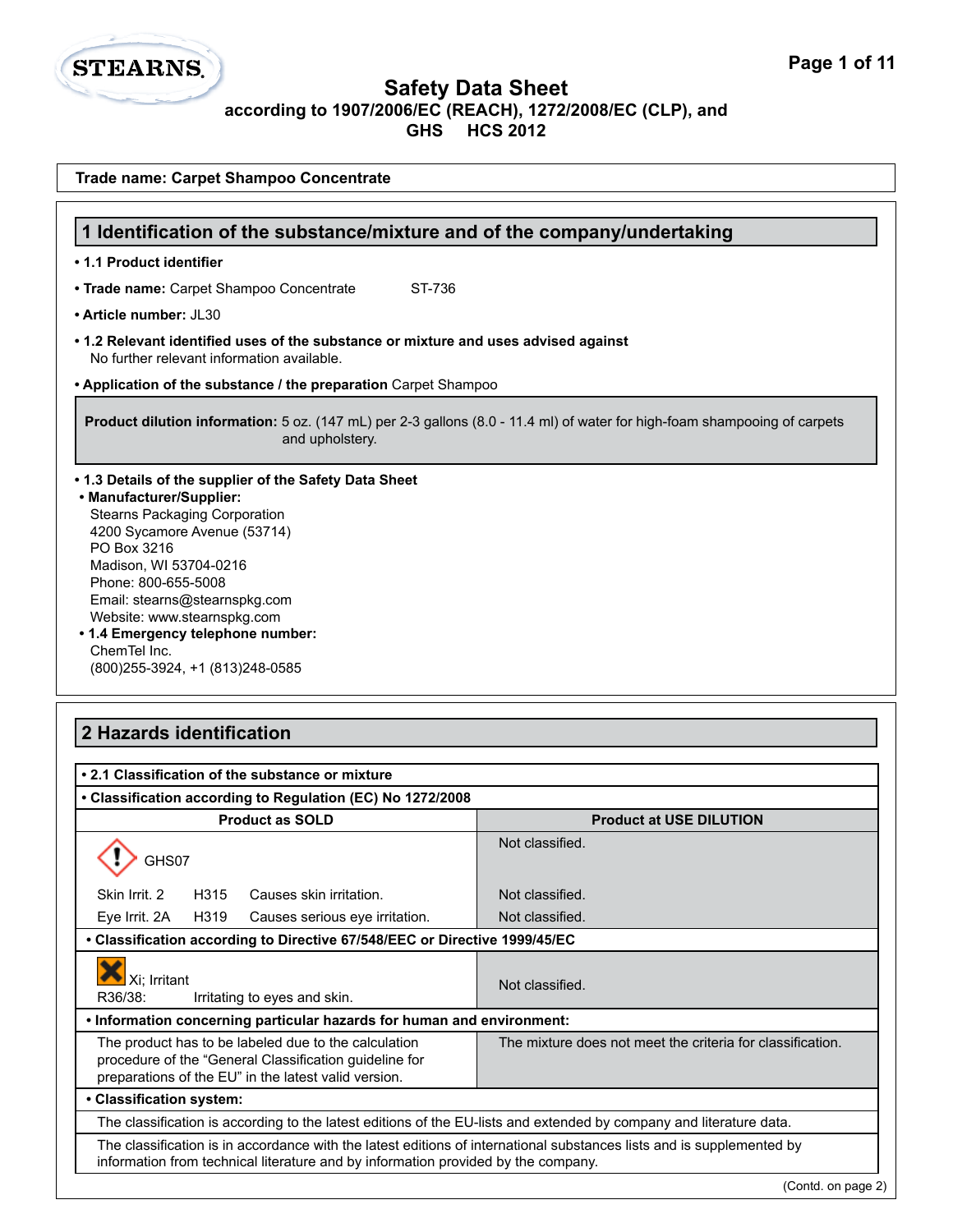**STEARNS.**

# Safety Data Sheet

**according to 1907/2006/EC (REACH), 1272/2008/EC (CLP), and GHS HCS 2012**

**Trade name: Carpet Shampoo Concentrate**

## 1 Identification of the substance/mixture and of the company/undertaking

- **1.1 Product identifier**
- **Trade name:** Carpet Shampoo Concentrate ST-736
- **Article number:** JL30
- **1.2 Relevant identified uses of the substance or mixture and uses advised against**
  No further relevant information available.
- **Application of the substance / the preparation** Carpet Shampoo

**Product dilution information:** 5 oz. (147 mL) per 2-3 gallons (8.0 - 11.4 ml) of water for high-foam shampooing of carpets and upholstery.

- **1.3 Details of the supplier of the Safety Data Sheet**
- **Manufacturer/Supplier:**
  Stearns Packaging Corporation
  4200 Sycamore Avenue (53714)
  PO Box 3216
  Madison, WI 53704-0216
  Phone: 800-655-5008
  Email: stearns@stearnspkg.com
  Website: www.stearnspkg.com
- **1.4 Emergency telephone number:**
  ChemTel Inc.
  (800)255-3924, +1 (813)248-0585

## 2 Hazards identification

**• 2.1 Classification of the substance or mixture**

**• Classification according to Regulation (EC) No 1272/2008**

| Product as SOLD | Product at USE DILUTION |
|---|---|
| GHS07 | Not classified. |
| Skin Irrit. 2 H315 Causes skin irritation. | Not classified. |
| Eye Irrit. 2A H319 Causes serious eye irritation. | Not classified. |

**• Classification according to Directive 67/548/EEC or Directive 1999/45/EC**

| Product as SOLD | Product at USE DILUTION |
|---|---|
| Xi; Irritant<br>R36/38: Irritating to eyes and skin. | Not classified. |

**• Information concerning particular hazards for human and environment:**

| Product as SOLD | Product at USE DILUTION |
|---|---|
| The product has to be labeled due to the calculation procedure of the "General Classification guideline for preparations of the EU" in the latest valid version. | The mixture does not meet the criteria for classification. |

**• Classification system:**

The classification is according to the latest editions of the EU-lists and extended by company and literature data.

The classification is in accordance with the latest editions of international substances lists and is supplemented by information from technical literature and by information provided by the company.

(Contd. on page 2)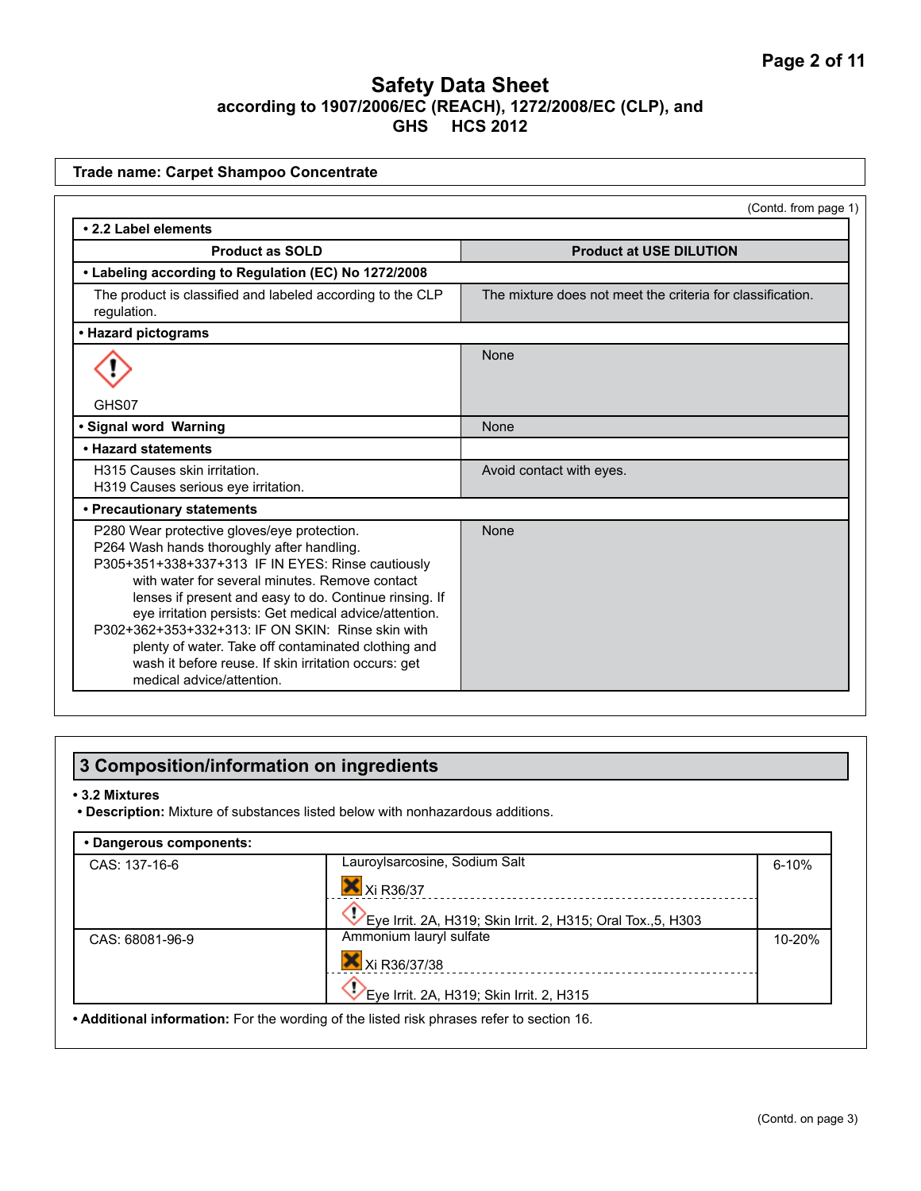# Safety Data Sheet

**according to 1907/2006/EC (REACH), 1272/2008/EC (CLP), and GHS HCS 2012**

**Trade name: Carpet Shampoo Concentrate**

(Contd. from page 1)

| • 2.2 Label elements | |
|---|---|
| **Product as SOLD** | **Product at USE DILUTION** |
| **• Labeling according to Regulation (EC) No 1272/2008** | |
| The product is classified and labeled according to the CLP regulation. | The mixture does not meet the criteria for classification. |
| **• Hazard pictograms** | |
| GHS07 | None |
| **• Signal word Warning** | None |
| **• Hazard statements** | |
| H315 Causes skin irritation.<br>H319 Causes serious eye irritation. | Avoid contact with eyes. |
| **• Precautionary statements** | |
| P280 Wear protective gloves/eye protection.<br>P264 Wash hands thoroughly after handling.<br>P305+351+338+337+313 IF IN EYES: Rinse cautiously with water for several minutes. Remove contact lenses if present and easy to do. Continue rinsing. If eye irritation persists: Get medical advice/attention.<br>P302+362+353+332+313: IF ON SKIN: Rinse skin with plenty of water. Take off contaminated clothing and wash it before reuse. If skin irritation occurs: get medical advice/attention. | None |

## 3 Composition/information on ingredients

**• 3.2 Mixtures**

**• Description:** Mixture of substances listed below with nonhazardous additions.

| • Dangerous components: | | |
|---|---|---|
| CAS: 137-16-6 | Lauroylsarcosine, Sodium Salt<br>Xi R36/37<br>Eye Irrit. 2A, H319; Skin Irrit. 2, H315; Oral Tox.,5, H303 | 6-10% |
| CAS: 68081-96-9 | Ammonium lauryl sulfate<br>Xi R36/37/38<br>Eye Irrit. 2A, H319; Skin Irrit. 2, H315 | 10-20% |

**• Additional information:** For the wording of the listed risk phrases refer to section 16.

(Contd. on page 3)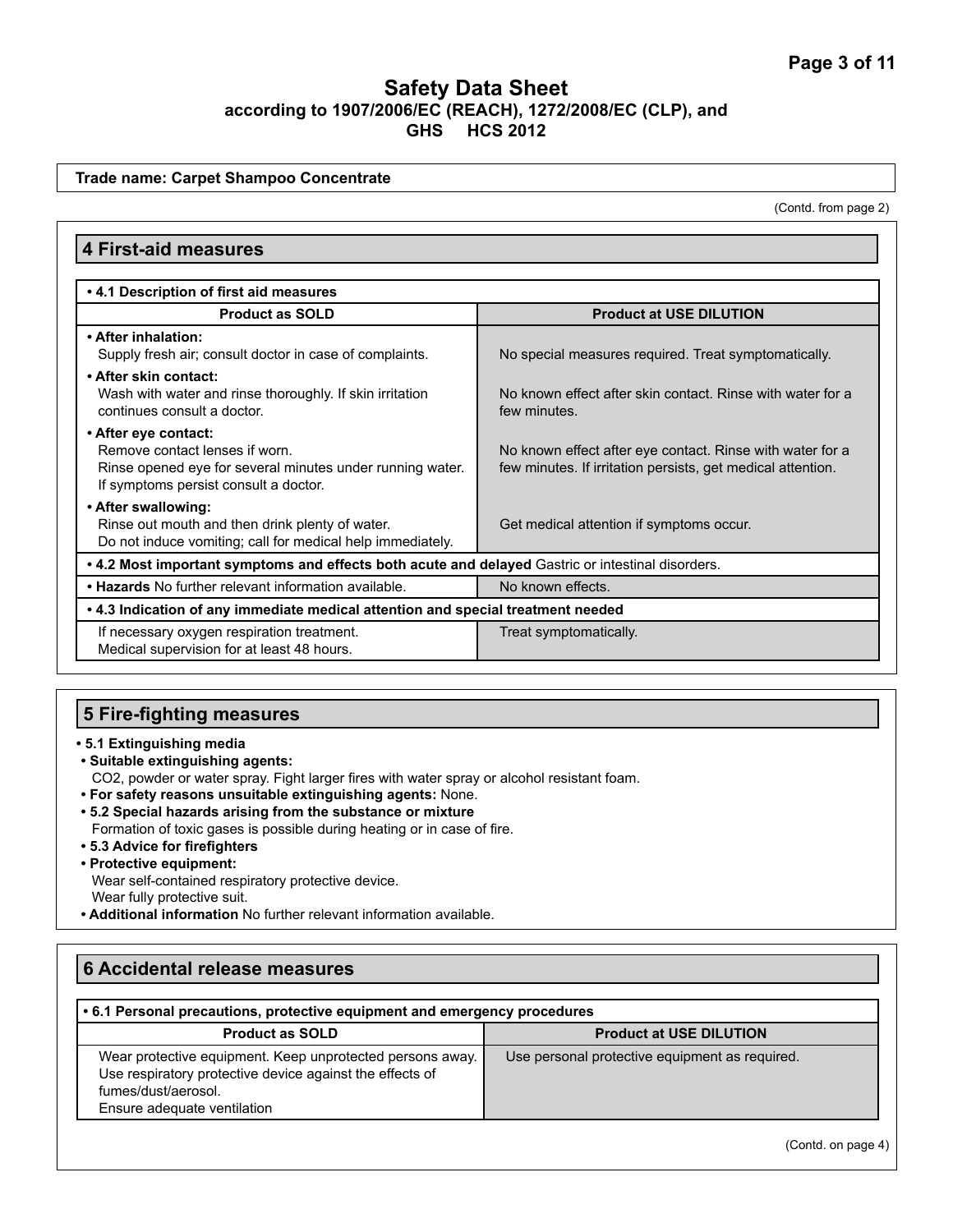# Safety Data Sheet

**according to 1907/2006/EC (REACH), 1272/2008/EC (CLP), and GHS HCS 2012**

**Trade name: Carpet Shampoo Concentrate**

(Contd. from page 2)

## 4 First-aid measures

| • 4.1 Description of first aid measures | |
|---|---|
| **Product as SOLD** | **Product at USE DILUTION** |
| **• After inhalation:** Supply fresh air; consult doctor in case of complaints. | No special measures required. Treat symptomatically. |
| **• After skin contact:** Wash with water and rinse thoroughly. If skin irritation continues consult a doctor. | No known effect after skin contact. Rinse with water for a few minutes. |
| **• After eye contact:** Remove contact lenses if worn. Rinse opened eye for several minutes under running water. If symptoms persist consult a doctor. | No known effect after eye contact. Rinse with water for a few minutes. If irritation persists, get medical attention. |
| **• After swallowing:** Rinse out mouth and then drink plenty of water. Do not induce vomiting; call for medical help immediately. | Get medical attention if symptoms occur. |
| **• 4.2 Most important symptoms and effects both acute and delayed** Gastric or intestinal disorders. | |
| **• Hazards** No further relevant information available. | No known effects. |
| **• 4.3 Indication of any immediate medical attention and special treatment needed** | |
| If necessary oxygen respiration treatment. Medical supervision for at least 48 hours. | Treat symptomatically. |

## 5 Fire-fighting measures

- **5.1 Extinguishing media**
- **Suitable extinguishing agents:**
  $CO_2$, powder or water spray. Fight larger fires with water spray or alcohol resistant foam.
- **For safety reasons unsuitable extinguishing agents:** None.
- **5.2 Special hazards arising from the substance or mixture**
  Formation of toxic gases is possible during heating or in case of fire.
- **5.3 Advice for firefighters**
- **Protective equipment:**
  Wear self-contained respiratory protective device.
  Wear fully protective suit.
- **Additional information** No further relevant information available.

## 6 Accidental release measures

| • 6.1 Personal precautions, protective equipment and emergency procedures | |
|---|---|
| **Product as SOLD** | **Product at USE DILUTION** |
| Wear protective equipment. Keep unprotected persons away. Use respiratory protective device against the effects of fumes/dust/aerosol. Ensure adequate ventilation | Use personal protective equipment as required. |

(Contd. on page 4)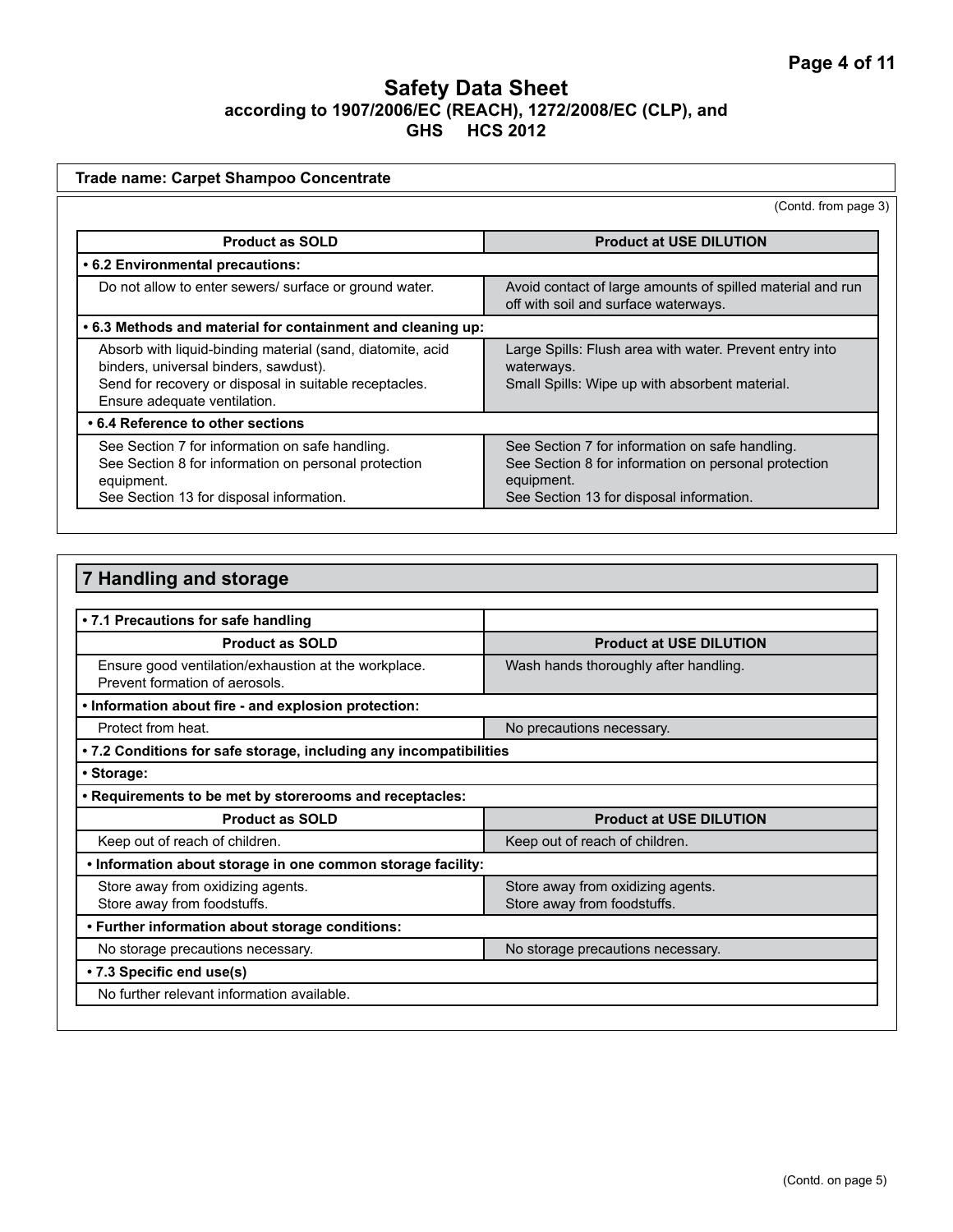**Trade name: Carpet Shampoo Concentrate**

(Contd. from page 3)

| Product as SOLD | Product at USE DILUTION |
|---|---|
| **• 6.2 Environmental precautions:** | |
| Do not allow to enter sewers/ surface or ground water. | Avoid contact of large amounts of spilled material and run off with soil and surface waterways. |
| **• 6.3 Methods and material for containment and cleaning up:** | |
| Absorb with liquid-binding material (sand, diatomite, acid binders, universal binders, sawdust).<br>Send for recovery or disposal in suitable receptacles.<br>Ensure adequate ventilation. | Large Spills: Flush area with water. Prevent entry into waterways.<br>Small Spills: Wipe up with absorbent material. |
| **• 6.4 Reference to other sections** | |
| See Section 7 for information on safe handling.<br>See Section 8 for information on personal protection equipment.<br>See Section 13 for disposal information. | See Section 7 for information on safe handling.<br>See Section 8 for information on personal protection equipment.<br>See Section 13 for disposal information. |

## 7 Handling and storage

| **• 7.1 Precautions for safe handling** | |
|---|---|
| **Product as SOLD** | **Product at USE DILUTION** |
| Ensure good ventilation/exhaustion at the workplace.<br>Prevent formation of aerosols. | Wash hands thoroughly after handling. |
| **• Information about fire - and explosion protection:** | |
| Protect from heat. | No precautions necessary. |
| **• 7.2 Conditions for safe storage, including any incompatibilities** | |
| **• Storage:** | |
| **• Requirements to be met by storerooms and receptacles:** | |
| **Product as SOLD** | **Product at USE DILUTION** |
| Keep out of reach of children. | Keep out of reach of children. |
| **• Information about storage in one common storage facility:** | |
| Store away from oxidizing agents.<br>Store away from foodstuffs. | Store away from oxidizing agents.<br>Store away from foodstuffs. |
| **• Further information about storage conditions:** | |
| No storage precautions necessary. | No storage precautions necessary. |
| **• 7.3 Specific end use(s)** | |
| No further relevant information available. | |

(Contd. on page 5)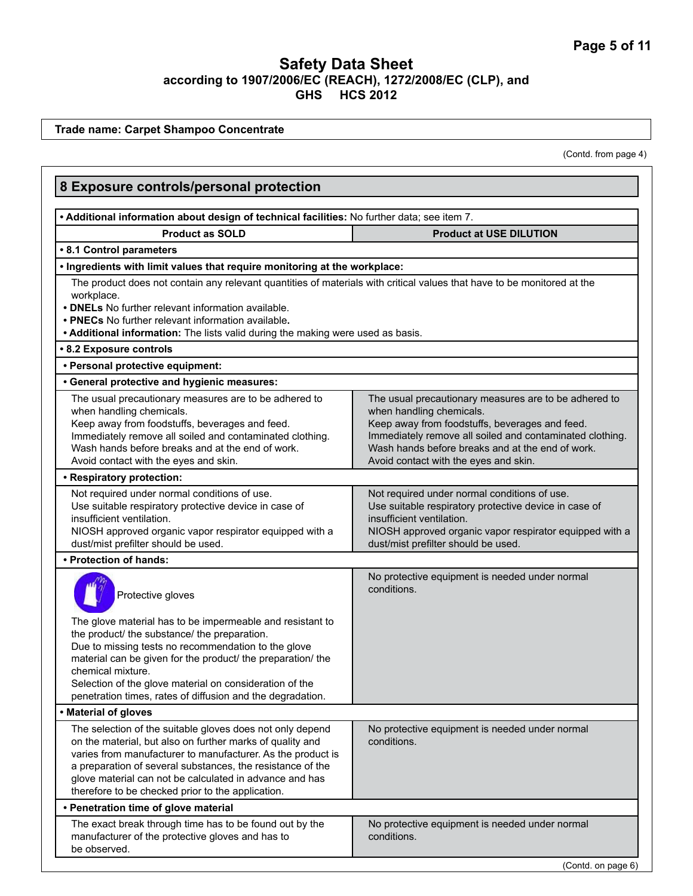**Trade name: Carpet Shampoo Concentrate**

(Contd. from page 4)

## 8 Exposure controls/personal protection

- **Additional information about design of technical facilities:** No further data; see item 7.

| Product as SOLD | Product at USE DILUTION |
|---|---|
| **• 8.1 Control parameters** | |
| **• Ingredients with limit values that require monitoring at the workplace:** | |
| The product does not contain any relevant quantities of materials with critical values that have to be monitored at the workplace. **• DNELs** No further relevant information available. **• PNECs** No further relevant information available. **• Additional information:** The lists valid during the making were used as basis. | |
| **• 8.2 Exposure controls** | |
| **• Personal protective equipment:** | |
| **• General protective and hygienic measures:** | |
| The usual precautionary measures are to be adhered to when handling chemicals. Keep away from foodstuffs, beverages and feed. Immediately remove all soiled and contaminated clothing. Wash hands before breaks and at the end of work. Avoid contact with the eyes and skin. | The usual precautionary measures are to be adhered to when handling chemicals. Keep away from foodstuffs, beverages and feed. Immediately remove all soiled and contaminated clothing. Wash hands before breaks and at the end of work. Avoid contact with the eyes and skin. |
| **• Respiratory protection:** | |
| Not required under normal conditions of use. Use suitable respiratory protective device in case of insufficient ventilation. NIOSH approved organic vapor respirator equipped with a dust/mist prefilter should be used. | Not required under normal conditions of use. Use suitable respiratory protective device in case of insufficient ventilation. NIOSH approved organic vapor respirator equipped with a dust/mist prefilter should be used. |
| **• Protection of hands:** | |
| Protective gloves. The glove material has to be impermeable and resistant to the product/ the substance/ the preparation. Due to missing tests no recommendation to the glove material can be given for the product/ the preparation/ the chemical mixture. Selection of the glove material on consideration of the penetration times, rates of diffusion and the degradation. | No protective equipment is needed under normal conditions. |
| **• Material of gloves** | |
| The selection of the suitable gloves does not only depend on the material, but also on further marks of quality and varies from manufacturer to manufacturer. As the product is a preparation of several substances, the resistance of the glove material can not be calculated in advance and has therefore to be checked prior to the application. | No protective equipment is needed under normal conditions. |
| **• Penetration time of glove material** | |
| The exact break through time has to be found out by the manufacturer of the protective gloves and has to be observed. | No protective equipment is needed under normal conditions. |

(Contd. on page 6)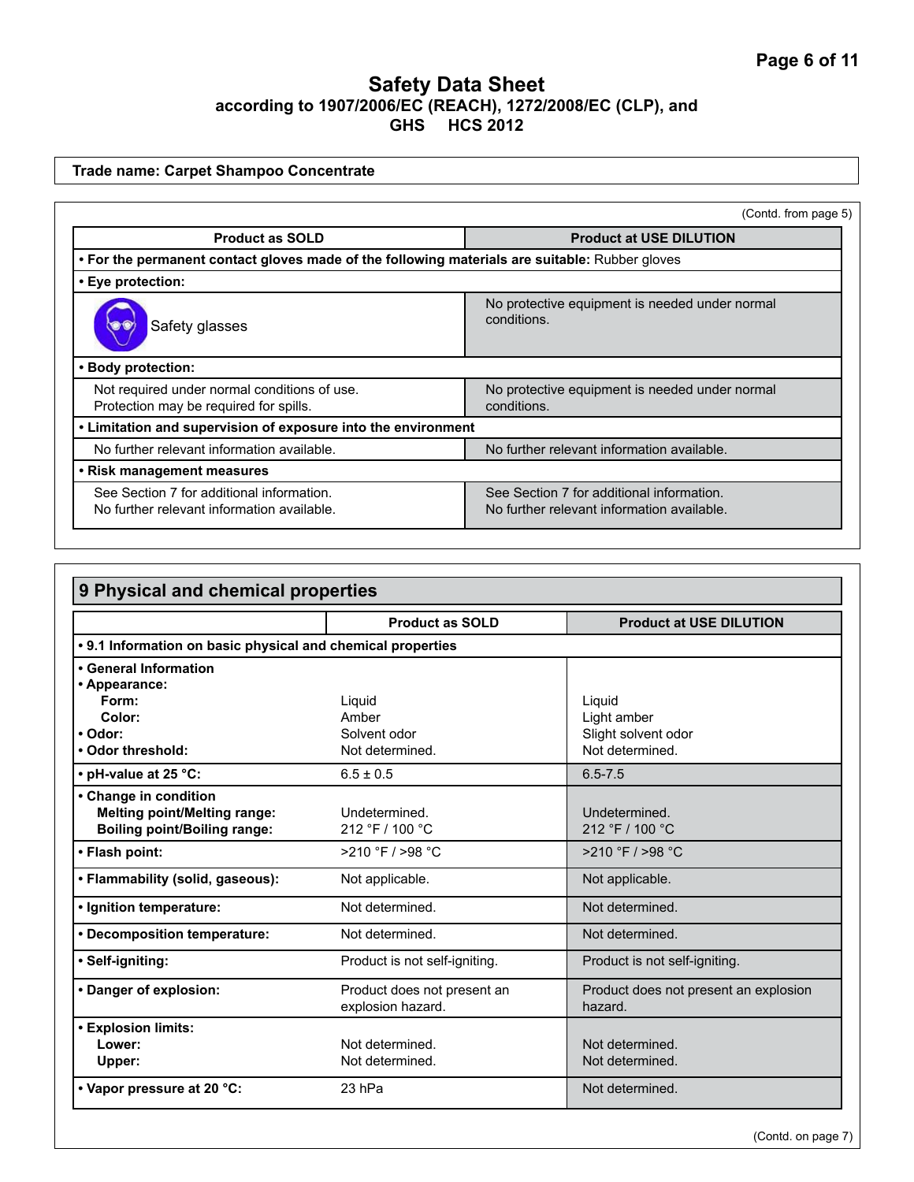**Safety Data Sheet**
**according to 1907/2006/EC (REACH), 1272/2008/EC (CLP), and GHS HCS 2012**

**Trade name: Carpet Shampoo Concentrate**

(Contd. from page 5)

| Product as SOLD | Product at USE DILUTION |
|---|---|
| **• For the permanent contact gloves made of the following materials are suitable:** Rubber gloves | |
| **• Eye protection:** | |
| Safety glasses | No protective equipment is needed under normal conditions. |
| **• Body protection:** | |
| Not required under normal conditions of use. Protection may be required for spills. | No protective equipment is needed under normal conditions. |
| **• Limitation and supervision of exposure into the environment** | |
| No further relevant information available. | No further relevant information available. |
| **• Risk management measures** | |
| See Section 7 for additional information. No further relevant information available. | See Section 7 for additional information. No further relevant information available. |

## 9 Physical and chemical properties

| | Product as SOLD | Product at USE DILUTION |
|---|---|---|
| **• 9.1 Information on basic physical and chemical properties** | | |
| **• General Information** | | |
| **• Appearance:** | | |
| **Form:** | Liquid | Liquid |
| **Color:** | Amber | Light amber |
| **• Odor:** | Solvent odor | Slight solvent odor |
| **• Odor threshold:** | Not determined. | Not determined. |
| **• pH-value at 25 °C:** | 6.5 ± 0.5 | 6.5-7.5 |
| **• Change in condition** | | |
| **Melting point/Melting range:** | Undetermined. | Undetermined. |
| **Boiling point/Boiling range:** | 212 °F / 100 °C | 212 °F / 100 °C |
| **• Flash point:** | >210 °F / >98 °C | >210 °F / >98 °C |
| **• Flammability (solid, gaseous):** | Not applicable. | Not applicable. |
| **• Ignition temperature:** | Not determined. | Not determined. |
| **• Decomposition temperature:** | Not determined. | Not determined. |
| **• Self-igniting:** | Product is not self-igniting. | Product is not self-igniting. |
| **• Danger of explosion:** | Product does not present an explosion hazard. | Product does not present an explosion hazard. |
| **• Explosion limits:** | | |
| **Lower:** | Not determined. | Not determined. |
| **Upper:** | Not determined. | Not determined. |
| **• Vapor pressure at 20 °C:** | 23 hPa | Not determined. |

(Contd. on page 7)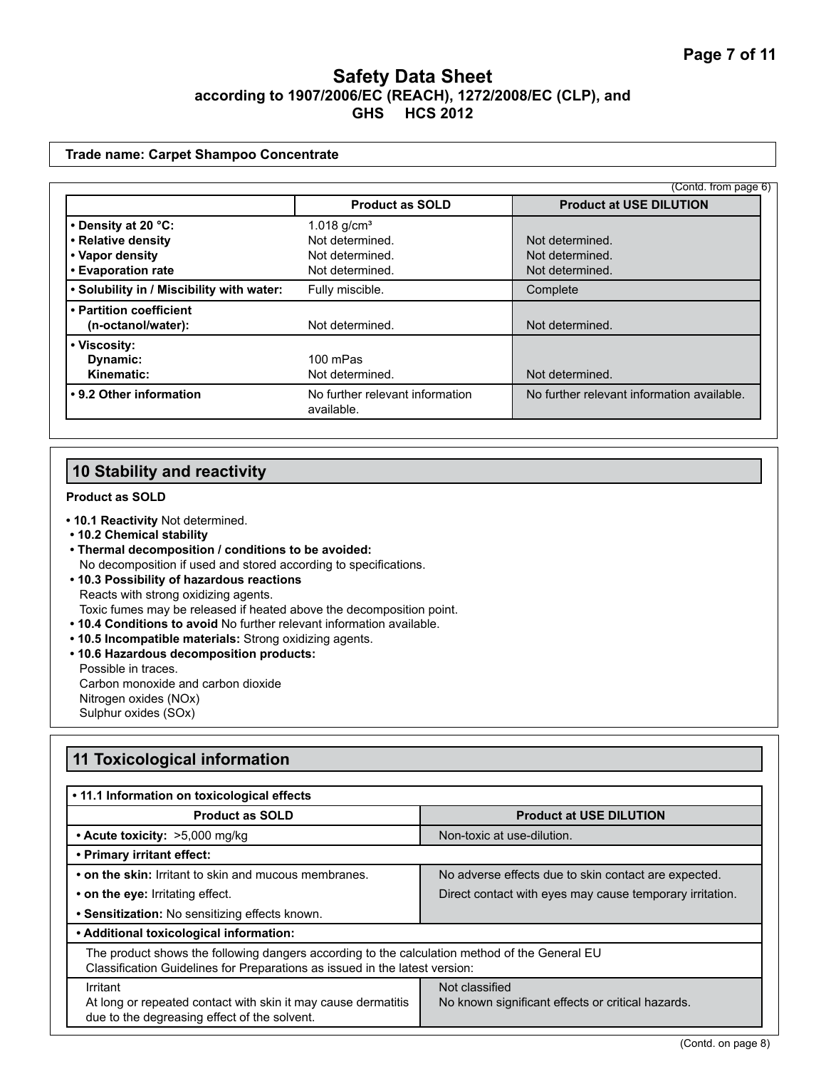# Safety Data Sheet

**according to 1907/2006/EC (REACH), 1272/2008/EC (CLP), and GHS HCS 2012**

**Trade name: Carpet Shampoo Concentrate**

(Contd. from page 6)

| | **Product as SOLD** | **Product at USE DILUTION** |
|---|---|---|
| **• Density at 20 °C:** | 1.018 g/cm³ | |
| **• Relative density** | Not determined. | Not determined. |
| **• Vapor density** | Not determined. | Not determined. |
| **• Evaporation rate** | Not determined. | Not determined. |
| **• Solubility in / Miscibility with water:** | Fully miscible. | Complete |
| **• Partition coefficient (n-octanol/water):** | Not determined. | Not determined. |
| **• Viscosity:** | | |
| **Dynamic:** | 100 mPas | |
| **Kinematic:** | Not determined. | Not determined. |
| **• 9.2 Other information** | No further relevant information available. | No further relevant information available. |

## 10 Stability and reactivity

**Product as SOLD**

- **10.1 Reactivity** Not determined.
- **10.2 Chemical stability**
- **Thermal decomposition / conditions to be avoided:**
  No decomposition if used and stored according to specifications.
- **10.3 Possibility of hazardous reactions**
  Reacts with strong oxidizing agents.
  Toxic fumes may be released if heated above the decomposition point.
- **10.4 Conditions to avoid** No further relevant information available.
- **10.5 Incompatible materials:** Strong oxidizing agents.
- **10.6 Hazardous decomposition products:**
  Possible in traces.
  Carbon monoxide and carbon dioxide
  Nitrogen oxides (NOx)
  Sulphur oxides (SOx)

## 11 Toxicological information

| **• 11.1 Information on toxicological effects** | |
|---|---|
| **Product as SOLD** | **Product at USE DILUTION** |
| **• Acute toxicity:** >5,000 mg/kg | Non-toxic at use-dilution. |
| **• Primary irritant effect:** | |
| **• on the skin:** Irritant to skin and mucous membranes. | No adverse effects due to skin contact are expected. |
| **• on the eye:** Irritating effect. | Direct contact with eyes may cause temporary irritation. |
| **• Sensitization:** No sensitizing effects known. | |
| **• Additional toxicological information:** | |
| The product shows the following dangers according to the calculation method of the General EU Classification Guidelines for Preparations as issued in the latest version: | |
| Irritant<br>At long or repeated contact with skin it may cause dermatitis due to the degreasing effect of the solvent. | Not classified<br>No known significant effects or critical hazards. |

(Contd. on page 8)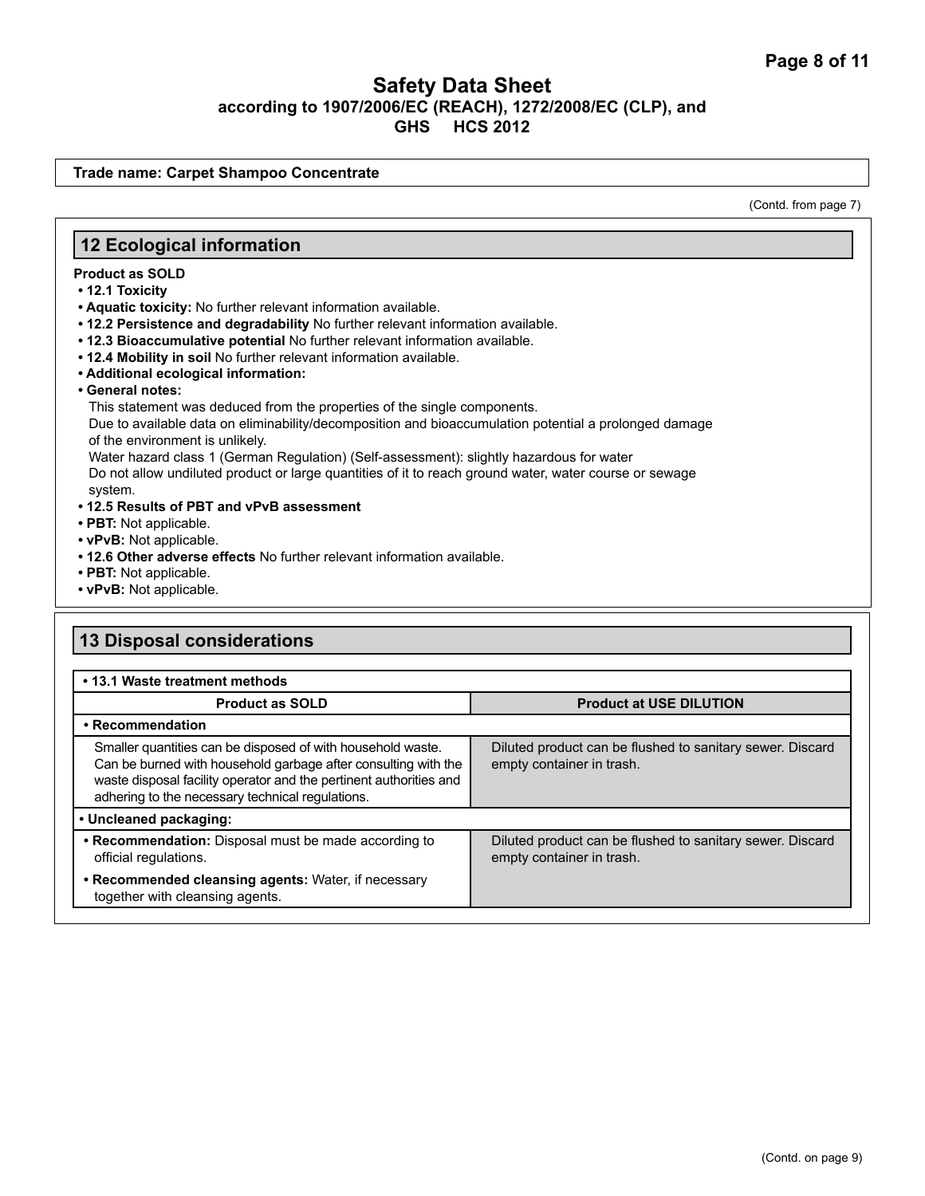## 12 Ecological information

**Product as SOLD**

- **12.1 Toxicity**
- **Aquatic toxicity:** No further relevant information available.
- **12.2 Persistence and degradability** No further relevant information available.
- **12.3 Bioaccumulative potential** No further relevant information available.
- **12.4 Mobility in soil** No further relevant information available.
- **Additional ecological information:**
- **General notes:**

  This statement was deduced from the properties of the single components.
  Due to available data on eliminability/decomposition and bioaccumulation potential a prolonged damage of the environment is unlikely.
  Water hazard class 1 (German Regulation) (Self-assessment): slightly hazardous for water
  Do not allow undiluted product or large quantities of it to reach ground water, water course or sewage system.
- **12.5 Results of PBT and vPvB assessment**
- **PBT:** Not applicable.
- **vPvB:** Not applicable.
- **12.6 Other adverse effects** No further relevant information available.
- **PBT:** Not applicable.
- **vPvB:** Not applicable.

## 13 Disposal considerations

**• 13.1 Waste treatment methods**

| Product as SOLD | Product at USE DILUTION |
|---|---|
| **• Recommendation** | |
| Smaller quantities can be disposed of with household waste. Can be burned with household garbage after consulting with the waste disposal facility operator and the pertinent authorities and adhering to the necessary technical regulations. | Diluted product can be flushed to sanitary sewer. Discard empty container in trash. |
| **• Uncleaned packaging:** | |
| **• Recommendation:** Disposal must be made according to official regulations.<br>**• Recommended cleansing agents:** Water, if necessary together with cleansing agents. | Diluted product can be flushed to sanitary sewer. Discard empty container in trash. |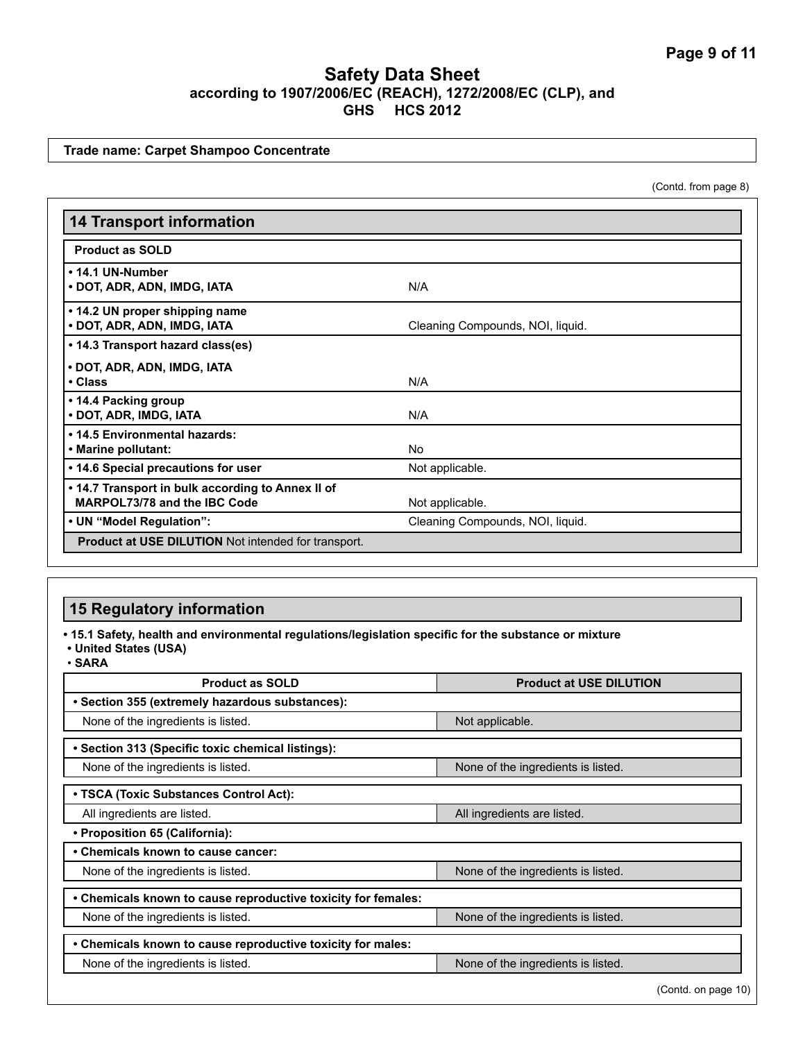# Safety Data Sheet
**according to 1907/2006/EC (REACH), 1272/2008/EC (CLP), and GHS HCS 2012**

**Trade name: Carpet Shampoo Concentrate**

(Contd. from page 8)

## 14 Transport information

| **Product as SOLD** | |
|---|---|
| **• 14.1 UN-Number**<br>**• DOT, ADR, ADN, IMDG, IATA** | N/A |
| **• 14.2 UN proper shipping name**<br>**• DOT, ADR, ADN, IMDG, IATA** | Cleaning Compounds, NOI, liquid. |
| **• 14.3 Transport hazard class(es)**<br>**• DOT, ADR, ADN, IMDG, IATA**<br>**• Class** | N/A |
| **• 14.4 Packing group**<br>**• DOT, ADR, IMDG, IATA** | N/A |
| **• 14.5 Environmental hazards:**<br>**• Marine pollutant:** | No |
| **• 14.6 Special precautions for user** | Not applicable. |
| **• 14.7 Transport in bulk according to Annex II of MARPOL73/78 and the IBC Code** | Not applicable. |
| **• UN "Model Regulation":** | Cleaning Compounds, NOI, liquid. |
| **Product at USE DILUTION** Not intended for transport. | |

## 15 Regulatory information

**• 15.1 Safety, health and environmental regulations/legislation specific for the substance or mixture**
**• United States (USA)**
**• SARA**

| Product as SOLD | Product at USE DILUTION |
|---|---|
| **• Section 355 (extremely hazardous substances):** | |
| None of the ingredients is listed. | Not applicable. |
| **• Section 313 (Specific toxic chemical listings):** | |
| None of the ingredients is listed. | None of the ingredients is listed. |
| **• TSCA (Toxic Substances Control Act):** | |
| All ingredients are listed. | All ingredients are listed. |
| **• Proposition 65 (California):** | |
| **• Chemicals known to cause cancer:** | |
| None of the ingredients is listed. | None of the ingredients is listed. |
| **• Chemicals known to cause reproductive toxicity for females:** | |
| None of the ingredients is listed. | None of the ingredients is listed. |
| **• Chemicals known to cause reproductive toxicity for males:** | |
| None of the ingredients is listed. | None of the ingredients is listed. |

(Contd. on page 10)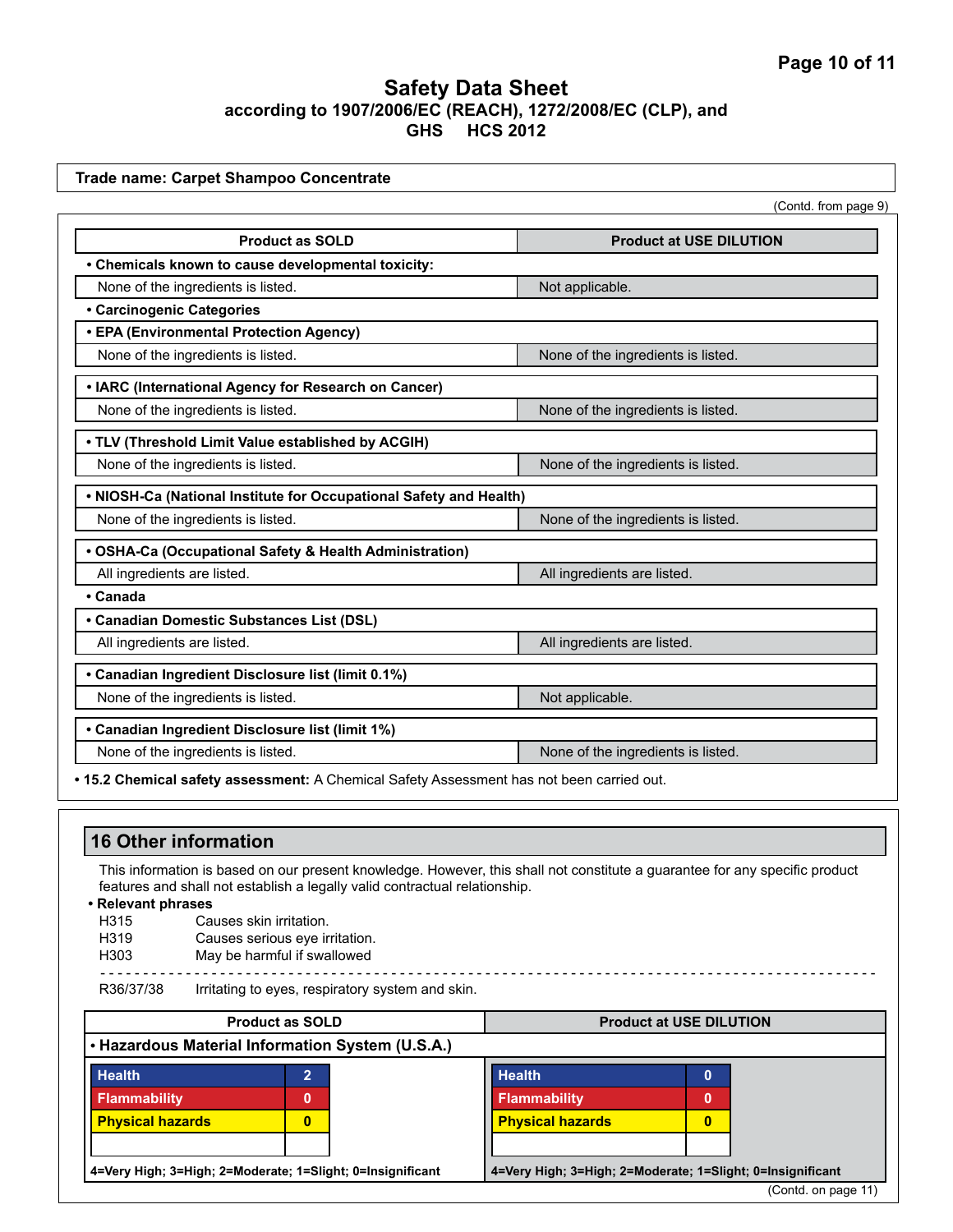# Safety Data Sheet

**according to 1907/2006/EC (REACH), 1272/2008/EC (CLP), and GHS HCS 2012**

**Trade name: Carpet Shampoo Concentrate**

(Contd. from page 9)

| Product as SOLD | Product at USE DILUTION |
|---|---|
| **• Chemicals known to cause developmental toxicity:** | |
| None of the ingredients is listed. | Not applicable. |
| **• Carcinogenic Categories** | |
| **• EPA (Environmental Protection Agency)** | |
| None of the ingredients is listed. | None of the ingredients is listed. |
| **• IARC (International Agency for Research on Cancer)** | |
| None of the ingredients is listed. | None of the ingredients is listed. |
| **• TLV (Threshold Limit Value established by ACGIH)** | |
| None of the ingredients is listed. | None of the ingredients is listed. |
| **• NIOSH-Ca (National Institute for Occupational Safety and Health)** | |
| None of the ingredients is listed. | None of the ingredients is listed. |
| **• OSHA-Ca (Occupational Safety & Health Administration)** | |
| All ingredients are listed. | All ingredients are listed. |
| **• Canada** | |
| **• Canadian Domestic Substances List (DSL)** | |
| All ingredients are listed. | All ingredients are listed. |
| **• Canadian Ingredient Disclosure list (limit 0.1%)** | |
| None of the ingredients is listed. | Not applicable. |
| **• Canadian Ingredient Disclosure list (limit 1%)** | |
| None of the ingredients is listed. | None of the ingredients is listed. |

**• 15.2 Chemical safety assessment:** A Chemical Safety Assessment has not been carried out.

## 16 Other information

This information is based on our present knowledge. However, this shall not constitute a guarantee for any specific product features and shall not establish a legally valid contractual relationship.

**• Relevant phrases**

H315 Causes skin irritation.
H319 Causes serious eye irritation.
H303 May be harmful if swallowed

---

R36/37/38 Irritating to eyes, respiratory system and skin.

| Product as SOLD | | Product at USE DILUTION | |
|---|---|---|---|
| **• Hazardous Material Information System (U.S.A.)** | | | |
| **Health** | **2** | **Health** | **0** |
| **Flammability** | **0** | **Flammability** | **0** |
| **Physical hazards** | **0** | **Physical hazards** | **0** |
| | | | |
| **4=Very High; 3=High; 2=Moderate; 1=Slight; 0=Insignificant** | | **4=Very High; 3=High; 2=Moderate; 1=Slight; 0=Insignificant** | |

(Contd. on page 11)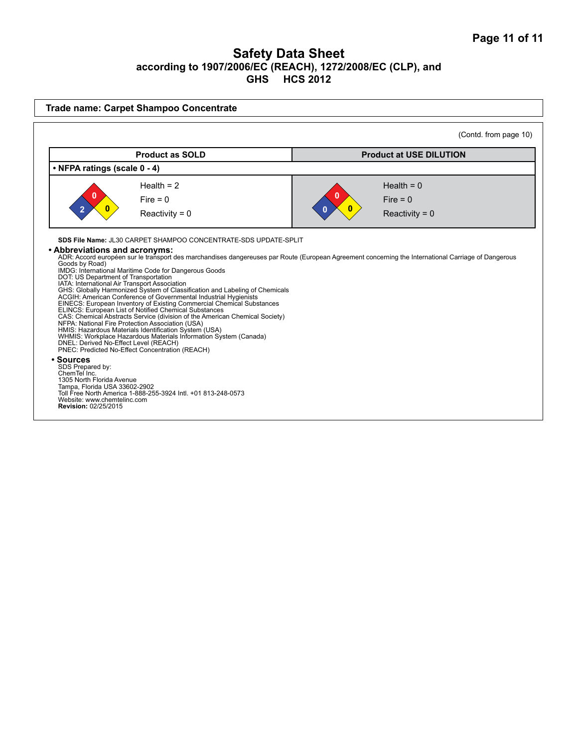# Safety Data Sheet

**according to 1907/2006/EC (REACH), 1272/2008/EC (CLP), and GHS HCS 2012**

**Trade name: Carpet Shampoo Concentrate**

(Contd. from page 10)

| Product as SOLD | Product at USE DILUTION |
|---|---|
| **• NFPA ratings (scale 0 - 4)** | |
| Health = 2<br>Fire = 0<br>Reactivity = 0 | Health = 0<br>Fire = 0<br>Reactivity = 0 |

**SDS File Name:** JL30 CARPET SHAMPOO CONCENTRATE-SDS UPDATE-SPLIT

**• Abbreviations and acronyms:**

ADR: Accord européen sur le transport des marchandises dangereuses par Route (European Agreement concerning the International Carriage of Dangerous Goods by Road)
IMDG: International Maritime Code for Dangerous Goods
DOT: US Department of Transportation
IATA: International Air Transport Association
GHS: Globally Harmonized System of Classification and Labeling of Chemicals
ACGIH: American Conference of Governmental Industrial Hygienists
EINECS: European Inventory of Existing Commercial Chemical Substances
ELINCS: European List of Notified Chemical Substances
CAS: Chemical Abstracts Service (division of the American Chemical Society)
NFPA: National Fire Protection Association (USA)
HMIS: Hazardous Materials Identification System (USA)
WHMIS: Workplace Hazardous Materials Information System (Canada)
DNEL: Derived No-Effect Level (REACH)
PNEC: Predicted No-Effect Concentration (REACH)

**• Sources**

SDS Prepared by:
ChemTel Inc.
1305 North Florida Avenue
Tampa, Florida USA 33602-2902
Toll Free North America 1-888-255-3924 Intl. +01 813-248-0573
Website: www.chemtelinc.com
**Revision:** 02/25/2015